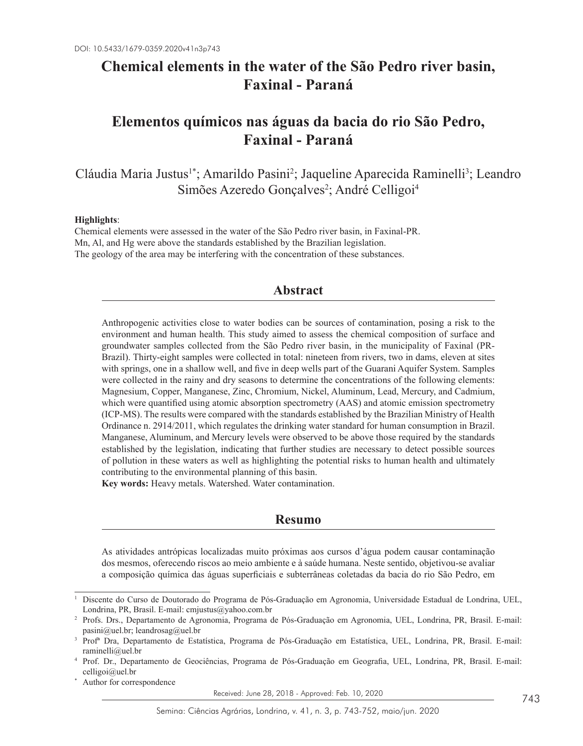DOI: 10.5433/1679-0359.2020v41n3p743

# Chemical elements in the water of the São Pedro river basin, Faxinal - Paraná

# Elementos químicos nas águas da bacia do rio São Pedro, Faxinal - Paraná

Cláudia Maria Justus[1*]; Amarildo Pasini[2]; Jaqueline Aparecida Raminelli[3]; Leandro Simões Azeredo Gonçalves[2]; André Celligoi[4]

**Highlights**:
Chemical elements were assessed in the water of the São Pedro river basin, in Faxinal-PR.
Mn, Al, and Hg were above the standards established by the Brazilian legislation.
The geology of the area may be interfering with the concentration of these substances.

## Abstract

Anthropogenic activities close to water bodies can be sources of contamination, posing a risk to the environment and human health. This study aimed to assess the chemical composition of surface and groundwater samples collected from the São Pedro river basin, in the municipality of Faxinal (PR-Brazil). Thirty-eight samples were collected in total: nineteen from rivers, two in dams, eleven at sites with springs, one in a shallow well, and five in deep wells part of the Guarani Aquifer System. Samples were collected in the rainy and dry seasons to determine the concentrations of the following elements: Magnesium, Copper, Manganese, Zinc, Chromium, Nickel, Aluminum, Lead, Mercury, and Cadmium, which were quantified using atomic absorption spectrometry (AAS) and atomic emission spectrometry (ICP-MS). The results were compared with the standards established by the Brazilian Ministry of Health Ordinance n. 2914/2011, which regulates the drinking water standard for human consumption in Brazil. Manganese, Aluminum, and Mercury levels were observed to be above those required by the standards established by the legislation, indicating that further studies are necessary to detect possible sources of pollution in these waters as well as highlighting the potential risks to human health and ultimately contributing to the environmental planning of this basin.

**Key words:** Heavy metals. Watershed. Water contamination.

## Resumo

As atividades antrópicas localizadas muito próximas aos cursos d'água podem causar contaminação dos mesmos, oferecendo riscos ao meio ambiente e à saúde humana. Neste sentido, objetivou-se avaliar a composição química das águas superficiais e subterrâneas coletadas da bacia do rio São Pedro, em

---

[1] Discente do Curso de Doutorado do Programa de Pós-Graduação em Agronomia, Universidade Estadual de Londrina, UEL, Londrina, PR, Brasil. E-mail: cmjustus@yahoo.com.br

[2] Profs. Drs., Departamento de Agronomia, Programa de Pós-Graduação em Agronomia, UEL, Londrina, PR, Brasil. E-mail: pasini@uel.br; leandrosag@uel.br

[3] Profª Dra, Departamento de Estatística, Programa de Pós-Graduação em Estatística, UEL, Londrina, PR, Brasil. E-mail: raminelli@uel.br

[4] Prof. Dr., Departamento de Geociências, Programa de Pós-Graduação em Geografia, UEL, Londrina, PR, Brasil. E-mail: celligoi@uel.br

[*] Author for correspondence

Received: June 28, 2018 - Approved: Feb. 10, 2020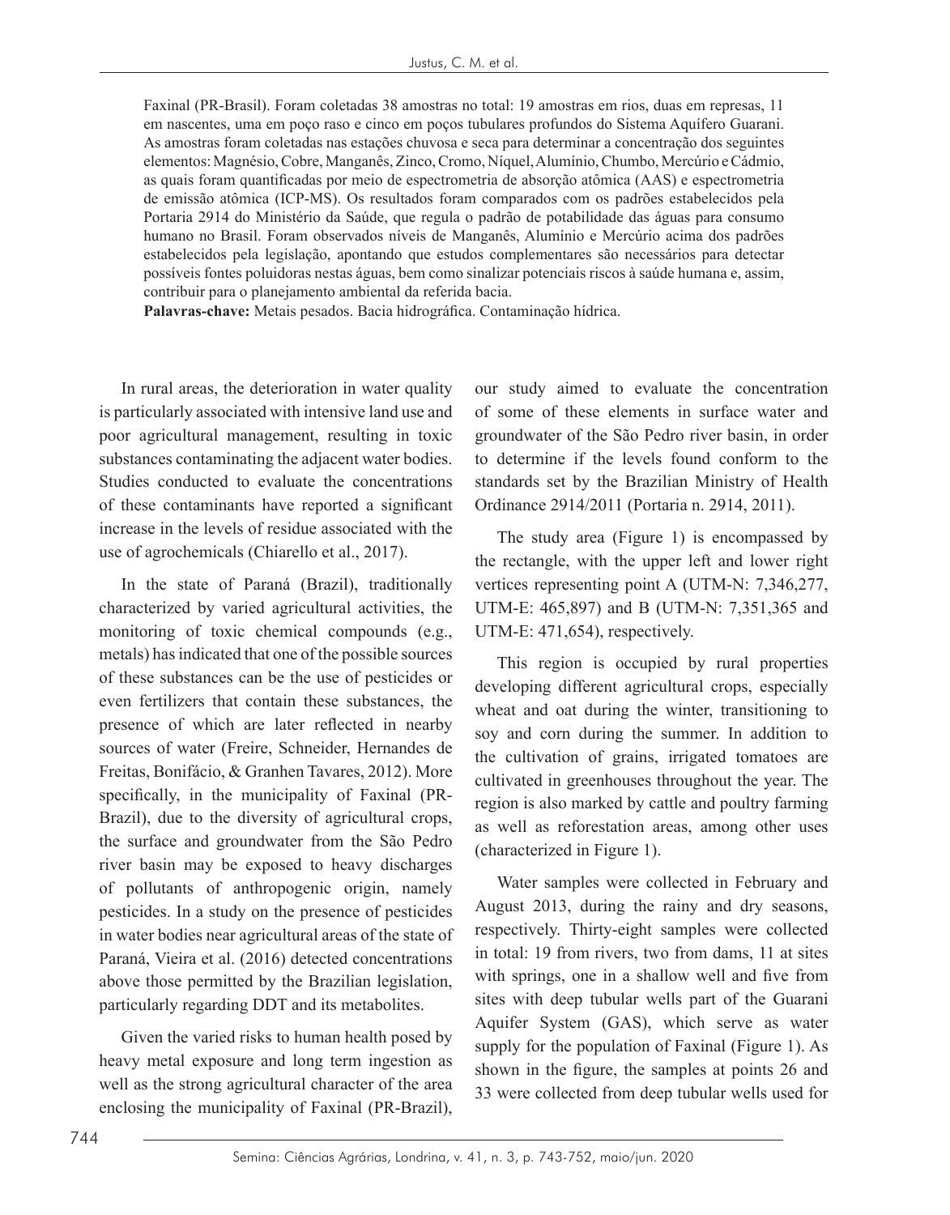Faxinal (PR-Brasil). Foram coletadas 38 amostras no total: 19 amostras em rios, duas em represas, 11 em nascentes, uma em poço raso e cinco em poços tubulares profundos do Sistema Aquífero Guarani. As amostras foram coletadas nas estações chuvosa e seca para determinar a concentração dos seguintes elementos: Magnésio, Cobre, Manganês, Zinco, Cromo, Níquel, Alumínio, Chumbo, Mercúrio e Cádmio, as quais foram quantificadas por meio de espectrometria de absorção atômica (AAS) e espectrometria de emissão atômica (ICP-MS). Os resultados foram comparados com os padrões estabelecidos pela Portaria 2914 do Ministério da Saúde, que regula o padrão de potabilidade das águas para consumo humano no Brasil. Foram observados níveis de Manganês, Alumínio e Mercúrio acima dos padrões estabelecidos pela legislação, apontando que estudos complementares são necessários para detectar possíveis fontes poluidoras nestas águas, bem como sinalizar potenciais riscos à saúde humana e, assim, contribuir para o planejamento ambiental da referida bacia.

**Palavras-chave:** Metais pesados. Bacia hidrográfica. Contaminação hídrica.

In rural areas, the deterioration in water quality is particularly associated with intensive land use and poor agricultural management, resulting in toxic substances contaminating the adjacent water bodies. Studies conducted to evaluate the concentrations of these contaminants have reported a significant increase in the levels of residue associated with the use of agrochemicals (Chiarello et al., 2017).

In the state of Paraná (Brazil), traditionally characterized by varied agricultural activities, the monitoring of toxic chemical compounds (e.g., metals) has indicated that one of the possible sources of these substances can be the use of pesticides or even fertilizers that contain these substances, the presence of which are later reflected in nearby sources of water (Freire, Schneider, Hernandes de Freitas, Bonifácio, & Granhen Tavares, 2012). More specifically, in the municipality of Faxinal (PR-Brazil), due to the diversity of agricultural crops, the surface and groundwater from the São Pedro river basin may be exposed to heavy discharges of pollutants of anthropogenic origin, namely pesticides. In a study on the presence of pesticides in water bodies near agricultural areas of the state of Paraná, Vieira et al. (2016) detected concentrations above those permitted by the Brazilian legislation, particularly regarding DDT and its metabolites.

Given the varied risks to human health posed by heavy metal exposure and long term ingestion as well as the strong agricultural character of the area enclosing the municipality of Faxinal (PR-Brazil), our study aimed to evaluate the concentration of some of these elements in surface water and groundwater of the São Pedro river basin, in order to determine if the levels found conform to the standards set by the Brazilian Ministry of Health Ordinance 2914/2011 (Portaria n. 2914, 2011).

The study area (Figure 1) is encompassed by the rectangle, with the upper left and lower right vertices representing point A (UTM-N: 7,346,277, UTM-E: 465,897) and B (UTM-N: 7,351,365 and UTM-E: 471,654), respectively.

This region is occupied by rural properties developing different agricultural crops, especially wheat and oat during the winter, transitioning to soy and corn during the summer. In addition to the cultivation of grains, irrigated tomatoes are cultivated in greenhouses throughout the year. The region is also marked by cattle and poultry farming as well as reforestation areas, among other uses (characterized in Figure 1).

Water samples were collected in February and August 2013, during the rainy and dry seasons, respectively. Thirty-eight samples were collected in total: 19 from rivers, two from dams, 11 at sites with springs, one in a shallow well and five from sites with deep tubular wells part of the Guarani Aquifer System (GAS), which serve as water supply for the population of Faxinal (Figure 1). As shown in the figure, the samples at points 26 and 33 were collected from deep tubular wells used for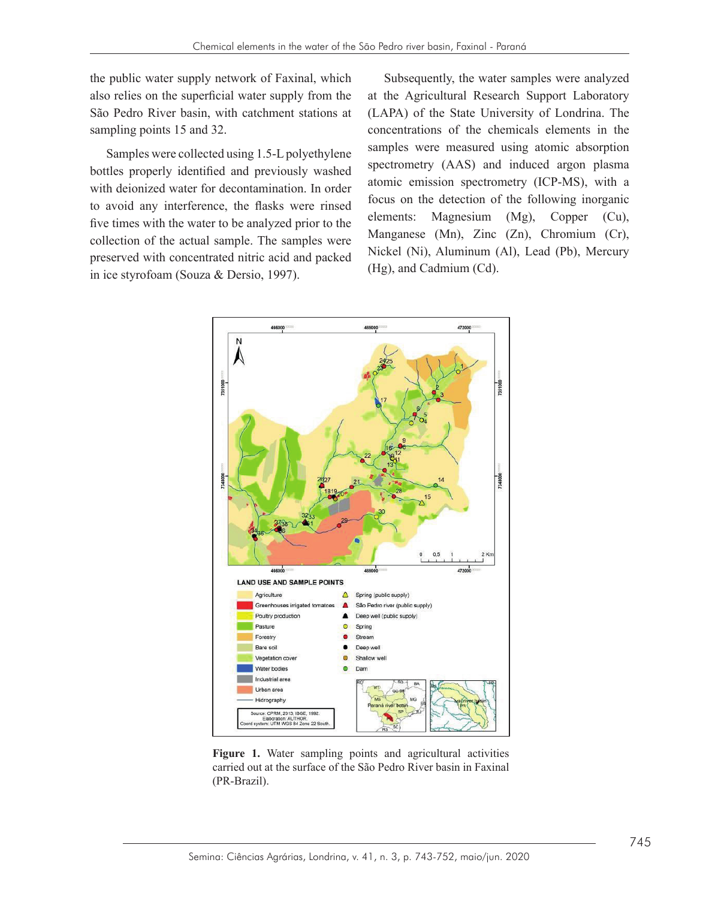the public water supply network of Faxinal, which also relies on the superficial water supply from the São Pedro River basin, with catchment stations at sampling points 15 and 32.

Samples were collected using 1.5-L polyethylene bottles properly identified and previously washed with deionized water for decontamination. In order to avoid any interference, the flasks were rinsed five times with the water to be analyzed prior to the collection of the actual sample. The samples were preserved with concentrated nitric acid and packed in ice styrofoam (Souza & Dersio, 1997).

Subsequently, the water samples were analyzed at the Agricultural Research Support Laboratory (LAPA) of the State University of Londrina. The concentrations of the chemicals elements in the samples were measured using atomic absorption spectrometry (AAS) and induced argon plasma atomic emission spectrometry (ICP-MS), with a focus on the detection of the following inorganic elements: Magnesium (Mg), Copper (Cu), Manganese (Mn), Zinc (Zn), Chromium (Cr), Nickel (Ni), Aluminum (Al), Lead (Pb), Mercury (Hg), and Cadmium (Cd).

**Figure 1.** Water sampling points and agricultural activities carried out at the surface of the São Pedro River basin in Faxinal (PR-Brazil).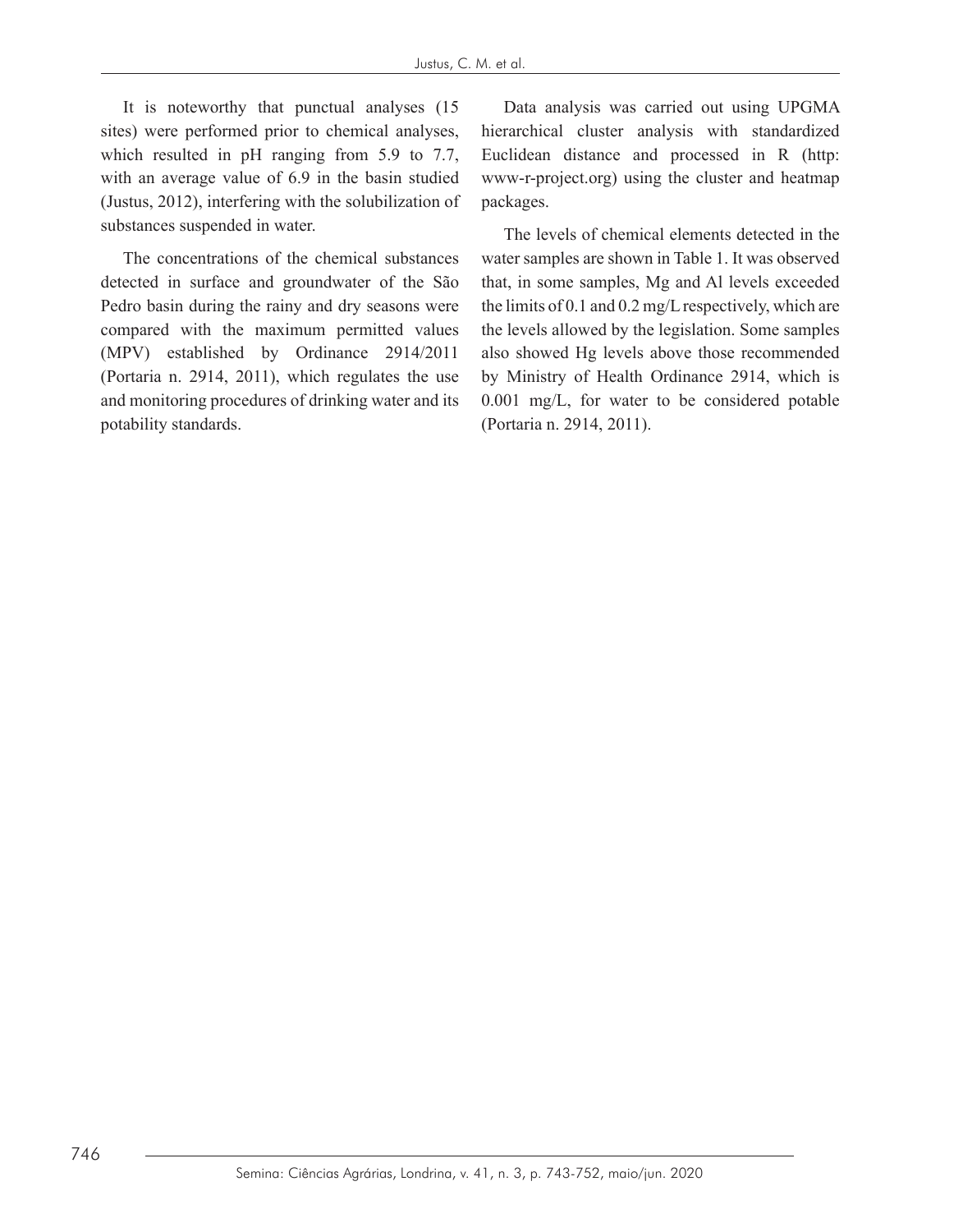It is noteworthy that punctual analyses (15 sites) were performed prior to chemical analyses, which resulted in pH ranging from 5.9 to 7.7, with an average value of 6.9 in the basin studied (Justus, 2012), interfering with the solubilization of substances suspended in water.

The concentrations of the chemical substances detected in surface and groundwater of the São Pedro basin during the rainy and dry seasons were compared with the maximum permitted values (MPV) established by Ordinance 2914/2011 (Portaria n. 2914, 2011), which regulates the use and monitoring procedures of drinking water and its potability standards.

Data analysis was carried out using UPGMA hierarchical cluster analysis with standardized Euclidean distance and processed in R (http: www-r-project.org) using the cluster and heatmap packages.

The levels of chemical elements detected in the water samples are shown in Table 1. It was observed that, in some samples, Mg and Al levels exceeded the limits of 0.1 and 0.2 mg/L respectively, which are the levels allowed by the legislation. Some samples also showed Hg levels above those recommended by Ministry of Health Ordinance 2914, which is 0.001 mg/L, for water to be considered potable (Portaria n. 2914, 2011).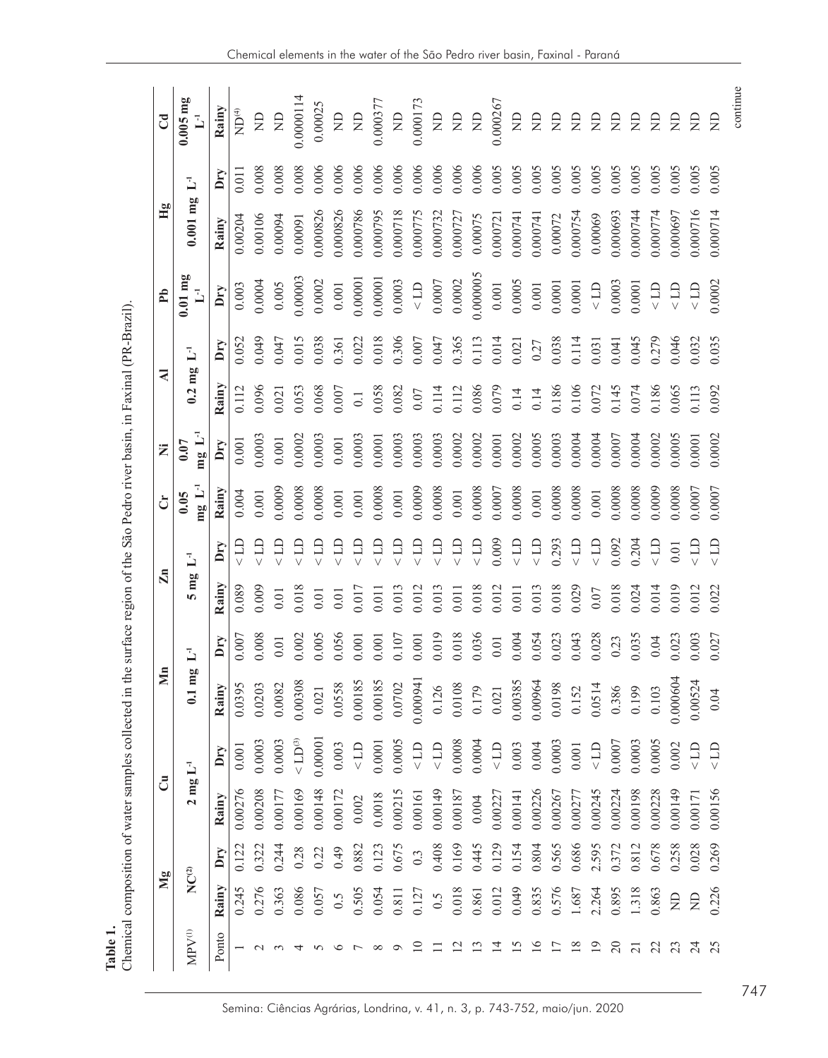**Table 1.**

Chemical composition of water samples collected in the surface region of the São Pedro river basin, in Faxinal (PR-Brazil).

| | Mg | | Cu | | Mn | | Zn | | Cr | Ni | Al | | Pb | Hg | | Cd |
|---|---|---|---|---|---|---|---|---|---|---|---|---|---|---|---|---|
| MPV[1] | NC[2] | | 2 mg L-1 | | 0.1 mg L-1 | | 5 mg L-1 | | 0.05 mg L-1 | 0.07 mg L-1 | 0.2 mg L-1 | | 0.01 mg L-1 | 0.001 mg L-1 | | 0.005 mg L-1 |
| Ponto | Rainy | Dry | Rainy | Dry | Rainy | Dry | Rainy | Dry | Rainy | Dry | Rainy | Dry | Dry | Rainy | Dry | Rainy |
| 1 | 0.245 | 0.122 | 0.00276 | 0.001 | 0.0395 | 0.007 | 0.089 | < LD | 0.004 | 0.001 | 0.112 | 0.052 | 0.003 | 0.00204 | 0.011 | ND[4] |
| 2 | 0.276 | 0.322 | 0.00208 | 0.0003 | 0.0203 | 0.008 | 0.009 | < LD | 0.001 | 0.0003 | 0.096 | 0.049 | 0.0004 | 0.00106 | 0.008 | ND |
| 3 | 0.363 | 0.244 | 0.00177 | 0.0003 | 0.0082 | 0.01 | 0.01 | < LD | 0.0009 | 0.001 | 0.021 | 0.047 | 0.005 | 0.00094 | 0.008 | ND |
| 4 | 0.086 | 0.28 | 0.00169 | < LD[3] | 0.00308 | 0.002 | 0.018 | < LD | 0.0008 | 0.0002 | 0.053 | 0.015 | 0.00003 | 0.00091 | 0.008 | 0.0000114 |
| 5 | 0.057 | 0.22 | 0.00148 | 0.00001 | 0.021 | 0.005 | 0.01 | < LD | 0.0008 | 0.0003 | 0.068 | 0.038 | 0.0002 | 0.000826 | 0.006 | 0.00025 |
| 6 | 0.5 | 0.49 | 0.00172 | 0.003 | 0.0558 | 0.056 | 0.01 | < LD | 0.001 | 0.001 | 0.007 | 0.361 | 0.001 | 0.000826 | 0.006 | ND |
| 7 | 0.505 | 0.882 | 0.002 | < LD | 0.00185 | 0.001 | 0.017 | < LD | 0.001 | 0.0003 | 0.1 | 0.022 | 0.00001 | 0.000786 | 0.006 | ND |
| 8 | 0.054 | 0.123 | 0.0018 | 0.0001 | 0.00185 | 0.001 | 0.011 | < LD | 0.0008 | 0.0001 | 0.058 | 0.018 | 0.00001 | 0.000795 | 0.006 | 0.000377 |
| 9 | 0.811 | 0.675 | 0.00215 | 0.0005 | 0.0702 | 0.107 | 0.013 | < LD | 0.001 | 0.0003 | 0.082 | 0.306 | 0.0003 | 0.000718 | 0.006 | ND |
| 10 | 0.127 | 0.3 | 0.00161 | < LD | 0.000941 | 0.001 | 0.012 | < LD | 0.0009 | 0.0003 | 0.07 | 0.007 | < LD | 0.000775 | 0.006 | 0.000173 |
| 11 | 0.5 | 0.408 | 0.00149 | < LD | 0.126 | 0.019 | 0.013 | < LD | 0.0008 | 0.0003 | 0.114 | 0.047 | 0.0007 | 0.000732 | 0.006 | ND |
| 12 | 0.018 | 0.169 | 0.00187 | 0.0008 | 0.0108 | 0.018 | 0.011 | < LD | 0.001 | 0.0002 | 0.112 | 0.365 | 0.0002 | 0.000727 | 0.006 | ND |
| 13 | 0.861 | 0.445 | 0.004 | 0.0004 | 0.179 | 0.036 | 0.018 | < LD | 0.0008 | 0.0002 | 0.086 | 0.113 | 0.000005 | 0.00075 | 0.006 | ND |
| 14 | 0.012 | 0.129 | 0.00227 | < LD | 0.021 | 0.01 | 0.012 | 0.009 | 0.0007 | 0.0001 | 0.079 | 0.014 | 0.001 | 0.000721 | 0.005 | 0.000267 |
| 15 | 0.049 | 0.154 | 0.00141 | 0.003 | 0.00385 | 0.004 | 0.011 | < LD | 0.0008 | 0.0002 | 0.14 | 0.021 | 0.0005 | 0.000741 | 0.005 | ND |
| 16 | 0.835 | 0.804 | 0.00226 | 0.004 | 0.00964 | 0.054 | 0.013 | < LD | 0.001 | 0.0005 | 0.14 | 0.27 | 0.001 | 0.000741 | 0.005 | ND |
| 17 | 0.576 | 0.565 | 0.00267 | 0.0003 | 0.0198 | 0.023 | 0.018 | 0.293 | 0.0008 | 0.0003 | 0.186 | 0.038 | 0.0001 | 0.00072 | 0.005 | ND |
| 18 | 1.687 | 0.686 | 0.00277 | 0.001 | 0.152 | 0.043 | 0.029 | < LD | 0.0008 | 0.0004 | 0.106 | 0.114 | 0.0001 | 0.000754 | 0.005 | ND |
| 19 | 2.264 | 2.595 | 0.00245 | < LD | 0.0514 | 0.028 | 0.07 | < LD | 0.001 | 0.0004 | 0.072 | 0.031 | < LD | 0.00069 | 0.005 | ND |
| 20 | 0.895 | 0.372 | 0.00224 | 0.0007 | 0.386 | 0.23 | 0.018 | 0.092 | 0.0008 | 0.0007 | 0.145 | 0.041 | 0.0003 | 0.000693 | 0.005 | ND |
| 21 | 1.318 | 0.812 | 0.00198 | 0.0003 | 0.199 | 0.035 | 0.024 | 0.204 | 0.0008 | 0.0004 | 0.074 | 0.045 | 0.0001 | 0.000744 | 0.005 | ND |
| 22 | 0.863 | 0.678 | 0.00228 | 0.0005 | 0.103 | 0.04 | 0.014 | < LD | 0.0009 | 0.0002 | 0.186 | 0.279 | < LD | 0.000774 | 0.005 | ND |
| 23 | ND | 0.258 | 0.00149 | 0.002 | 0.000604 | 0.023 | 0.019 | 0.01 | 0.0008 | 0.0005 | 0.065 | 0.046 | < LD | 0.000697 | 0.005 | ND |
| 24 | ND | 0.028 | 0.00171 | < LD | 0.00524 | 0.003 | 0.012 | < LD | 0.0007 | 0.0001 | 0.113 | 0.032 | < LD | 0.000716 | 0.005 | ND |
| 25 | 0.226 | 0.269 | 0.00156 | < LD | 0.04 | 0.027 | 0.022 | < LD | 0.0007 | 0.0002 | 0.092 | 0.035 | 0.0002 | 0.000714 | 0.005 | ND |

continue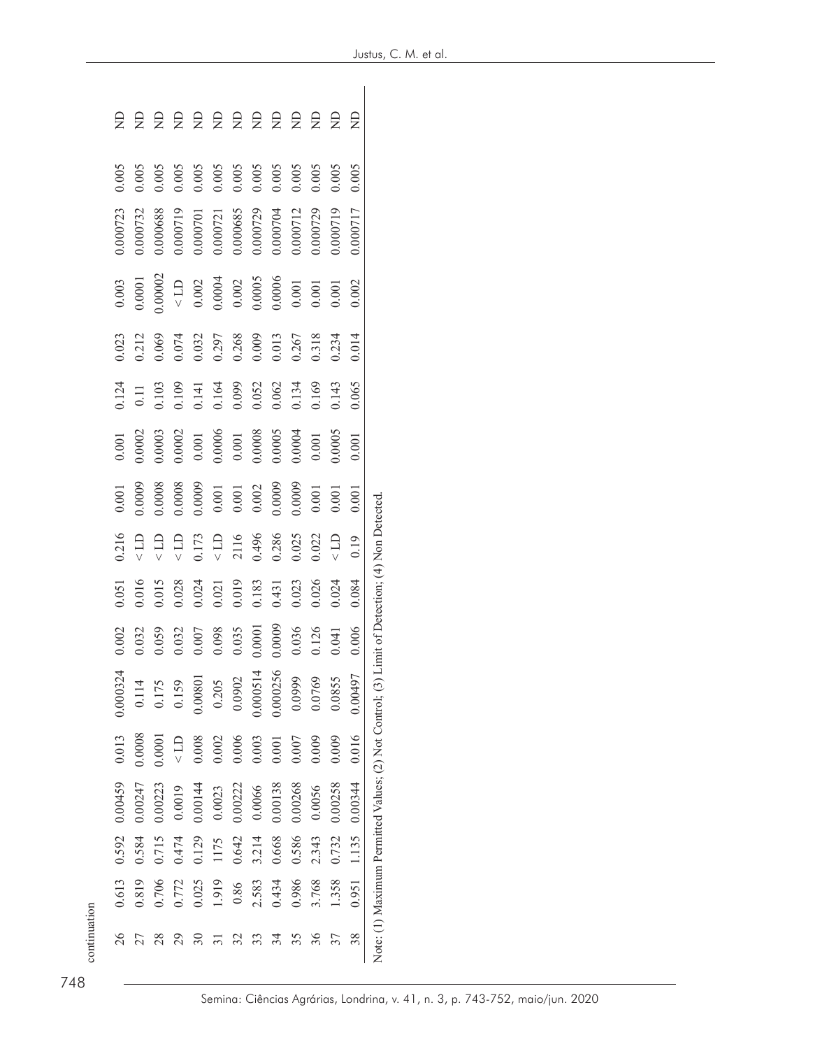continuation

| 26 | 0.613 | 0.592 | 0.00459 | 0.013 | 0.000324 | 0.002 | 0.051 | 0.216 | 0.001 | 0.001 | 0.124 | 0.023 | 0.003 | 0.000723 | 0.005 | ND |
|---|---|---|---|---|---|---|---|---|---|---|---|---|---|---|---|---|
| 27 | 0.819 | 0.584 | 0.00247 | 0.0008 | 0.114 | 0.032 | 0.016 | < LD | 0.0009 | 0.0002 | 0.11 | 0.212 | 0.0001 | 0.000732 | 0.005 | ND |
| 28 | 0.706 | 0.715 | 0.00223 | 0.0001 | 0.175 | 0.059 | 0.015 | < LD | 0.0008 | 0.0003 | 0.103 | 0.069 | 0.00002 | 0.000688 | 0.005 | ND |
| 29 | 0.772 | 0.474 | 0.0019 | < LD | 0.159 | 0.032 | 0.028 | < LD | 0.0008 | 0.0002 | 0.109 | 0.074 | < LD | 0.000719 | 0.005 | ND |
| 30 | 0.025 | 0.129 | 0.00144 | 0.008 | 0.00801 | 0.007 | 0.024 | 0.173 | 0.0009 | 0.001 | 0.141 | 0.032 | 0.002 | 0.000701 | 0.005 | ND |
| 31 | 1.919 | 1175 | 0.0023 | 0.002 | 0.205 | 0.098 | 0.021 | < LD | 0.001 | 0.0006 | 0.164 | 0.297 | 0.0004 | 0.000721 | 0.005 | ND |
| 32 | 0.86 | 0.642 | 0.00222 | 0.006 | 0.0902 | 0.035 | 0.019 | 2116 | 0.001 | 0.001 | 0.099 | 0.268 | 0.002 | 0.000685 | 0.005 | ND |
| 33 | 2.583 | 3.214 | 0.0066 | 0.003 | 0.000514 | 0.0001 | 0.183 | 0.496 | 0.002 | 0.0008 | 0.052 | 0.009 | 0.0005 | 0.000729 | 0.005 | ND |
| 34 | 0.434 | 0.668 | 0.00138 | 0.001 | 0.000256 | 0.0009 | 0.431 | 0.286 | 0.0009 | 0.0005 | 0.062 | 0.013 | 0.0006 | 0.000704 | 0.005 | ND |
| 35 | 0.986 | 0.586 | 0.00268 | 0.007 | 0.0999 | 0.036 | 0.023 | 0.025 | 0.0009 | 0.0004 | 0.134 | 0.267 | 0.001 | 0.000712 | 0.005 | ND |
| 36 | 3.768 | 2.343 | 0.0056 | 0.009 | 0.0769 | 0.126 | 0.026 | 0.022 | 0.001 | 0.001 | 0.169 | 0.318 | 0.001 | 0.000729 | 0.005 | ND |
| 37 | 1.358 | 0.732 | 0.00258 | 0.009 | 0.0855 | 0.041 | 0.024 | < LD | 0.001 | 0.0005 | 0.143 | 0.234 | 0.001 | 0.000719 | 0.005 | ND |
| 38 | 0.951 | 1.135 | 0.00344 | 0.016 | 0.00497 | 0.006 | 0.084 | 0.19 | 0.001 | 0.001 | 0.065 | 0.014 | 0.002 | 0.000717 | 0.005 | ND |

Note: (1) Maximum Permitted Values; (2) Not Control; (3) Limit of Detection; (4) Non Detected.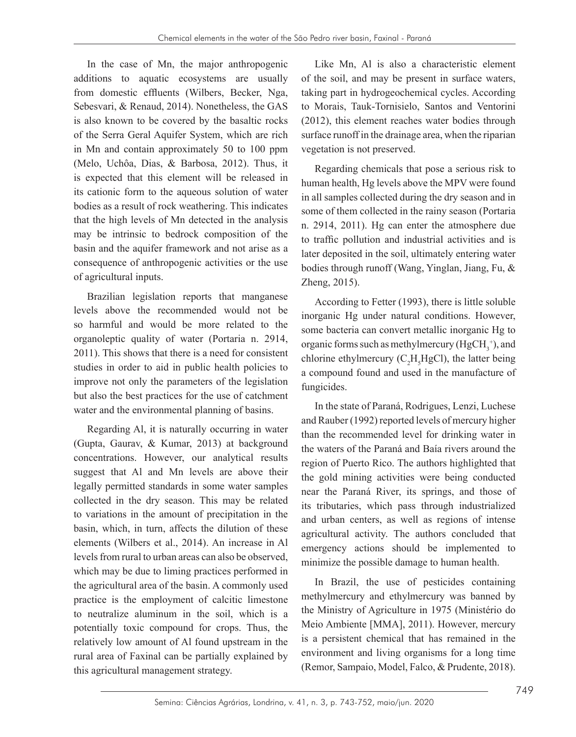In the case of Mn, the major anthropogenic additions to aquatic ecosystems are usually from domestic effluents (Wilbers, Becker, Nga, Sebesvari, & Renaud, 2014). Nonetheless, the GAS is also known to be covered by the basaltic rocks of the Serra Geral Aquifer System, which are rich in Mn and contain approximately 50 to 100 ppm (Melo, Uchôa, Dias, & Barbosa, 2012). Thus, it is expected that this element will be released in its cationic form to the aqueous solution of water bodies as a result of rock weathering. This indicates that the high levels of Mn detected in the analysis may be intrinsic to bedrock composition of the basin and the aquifer framework and not arise as a consequence of anthropogenic activities or the use of agricultural inputs.

Brazilian legislation reports that manganese levels above the recommended would not be so harmful and would be more related to the organoleptic quality of water (Portaria n. 2914, 2011). This shows that there is a need for consistent studies in order to aid in public health policies to improve not only the parameters of the legislation but also the best practices for the use of catchment water and the environmental planning of basins.

Regarding Al, it is naturally occurring in water (Gupta, Gaurav, & Kumar, 2013) at background concentrations. However, our analytical results suggest that Al and Mn levels are above their legally permitted standards in some water samples collected in the dry season. This may be related to variations in the amount of precipitation in the basin, which, in turn, affects the dilution of these elements (Wilbers et al., 2014). An increase in Al levels from rural to urban areas can also be observed, which may be due to liming practices performed in the agricultural area of the basin. A commonly used practice is the employment of calcitic limestone to neutralize aluminum in the soil, which is a potentially toxic compound for crops. Thus, the relatively low amount of Al found upstream in the rural area of Faxinal can be partially explained by this agricultural management strategy.

Like Mn, Al is also a characteristic element of the soil, and may be present in surface waters, taking part in hydrogeochemical cycles. According to Morais, Tauk-Tornisielo, Santos and Ventorini (2012), this element reaches water bodies through surface runoff in the drainage area, when the riparian vegetation is not preserved.

Regarding chemicals that pose a serious risk to human health, Hg levels above the MPV were found in all samples collected during the dry season and in some of them collected in the rainy season (Portaria n. 2914, 2011). Hg can enter the atmosphere due to traffic pollution and industrial activities and is later deposited in the soil, ultimately entering water bodies through runoff (Wang, Yinglan, Jiang, Fu, & Zheng, 2015).

According to Fetter (1993), there is little soluble inorganic Hg under natural conditions. However, some bacteria can convert metallic inorganic Hg to organic forms such as methylmercury ($HgCH_3^+$), and chlorine ethylmercury ($C_2H_5HgCl$), the latter being a compound found and used in the manufacture of fungicides.

In the state of Paraná, Rodrigues, Lenzi, Luchese and Rauber (1992) reported levels of mercury higher than the recommended level for drinking water in the waters of the Paraná and Baía rivers around the region of Puerto Rico. The authors highlighted that the gold mining activities were being conducted near the Paraná River, its springs, and those of its tributaries, which pass through industrialized and urban centers, as well as regions of intense agricultural activity. The authors concluded that emergency actions should be implemented to minimize the possible damage to human health.

In Brazil, the use of pesticides containing methylmercury and ethylmercury was banned by the Ministry of Agriculture in 1975 (Ministério do Meio Ambiente [MMA], 2011). However, mercury is a persistent chemical that has remained in the environment and living organisms for a long time (Remor, Sampaio, Model, Falco, & Prudente, 2018).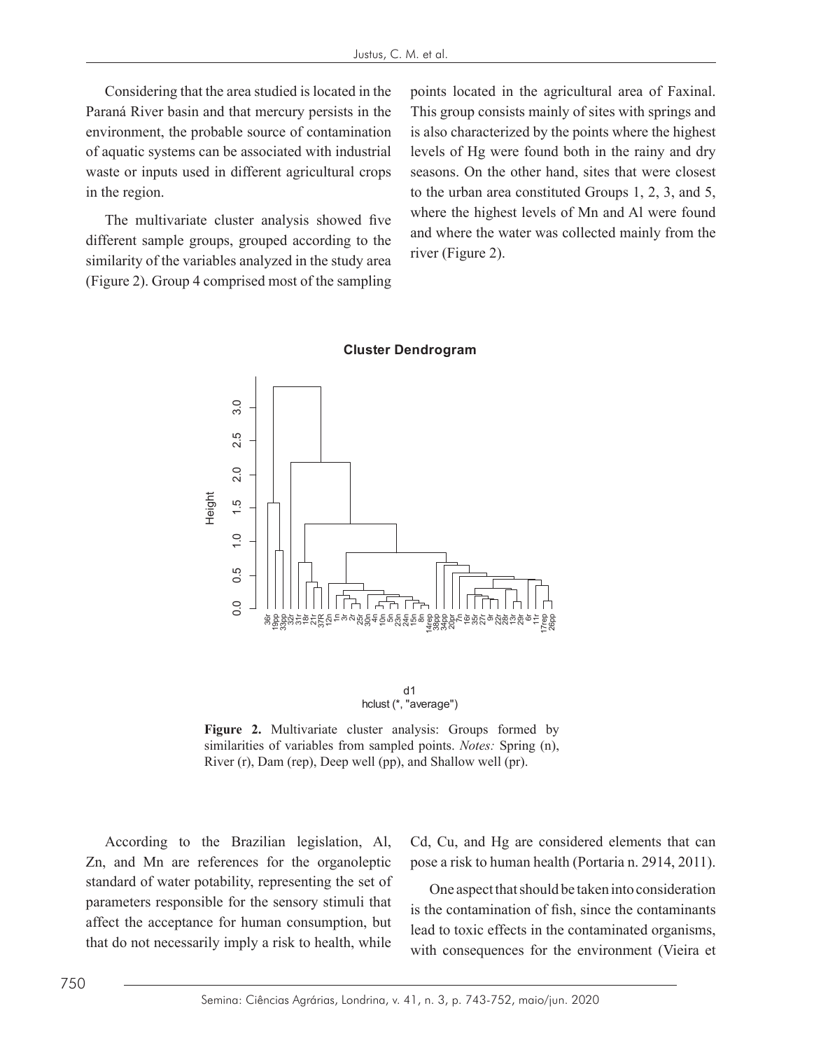Considering that the area studied is located in the Paraná River basin and that mercury persists in the environment, the probable source of contamination of aquatic systems can be associated with industrial waste or inputs used in different agricultural crops in the region.

The multivariate cluster analysis showed five different sample groups, grouped according to the similarity of the variables analyzed in the study area (Figure 2). Group 4 comprised most of the sampling points located in the agricultural area of Faxinal. This group consists mainly of sites with springs and is also characterized by the points where the highest levels of Hg were found both in the rainy and dry seasons. On the other hand, sites that were closest to the urban area constituted Groups 1, 2, 3, and 5, where the highest levels of Mn and Al were found and where the water was collected mainly from the river (Figure 2).

**Figure 2.** Multivariate cluster analysis: Groups formed by similarities of variables from sampled points. *Notes:* Spring (n), River (r), Dam (rep), Deep well (pp), and Shallow well (pr).

According to the Brazilian legislation, Al, Zn, and Mn are references for the organoleptic standard of water potability, representing the set of parameters responsible for the sensory stimuli that affect the acceptance for human consumption, but that do not necessarily imply a risk to health, while Cd, Cu, and Hg are considered elements that can pose a risk to human health (Portaria n. 2914, 2011).

One aspect that should be taken into consideration is the contamination of fish, since the contaminants lead to toxic effects in the contaminated organisms, with consequences for the environment (Vieira et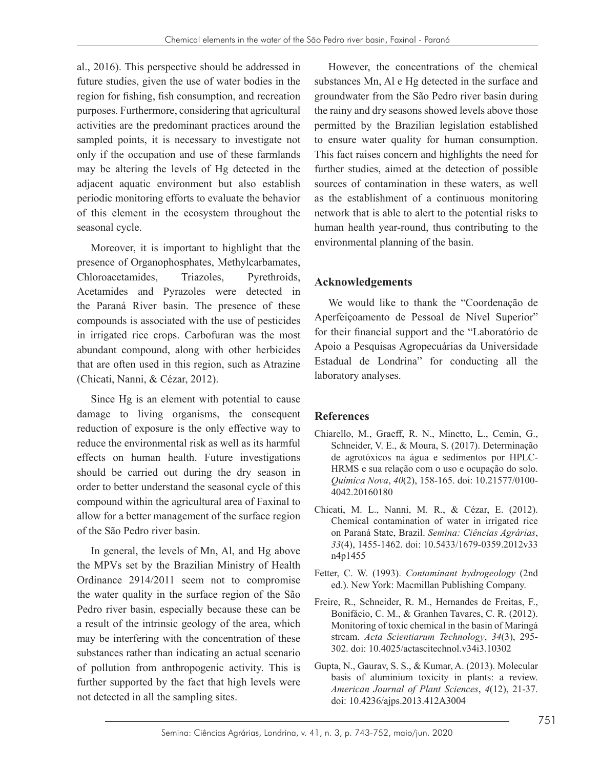al., 2016). This perspective should be addressed in future studies, given the use of water bodies in the region for fishing, fish consumption, and recreation purposes. Furthermore, considering that agricultural activities are the predominant practices around the sampled points, it is necessary to investigate not only if the occupation and use of these farmlands may be altering the levels of Hg detected in the adjacent aquatic environment but also establish periodic monitoring efforts to evaluate the behavior of this element in the ecosystem throughout the seasonal cycle.

Moreover, it is important to highlight that the presence of Organophosphates, Methylcarbamates, Chloroacetamides, Triazoles, Pyrethroids, Acetamides and Pyrazoles were detected in the Paraná River basin. The presence of these compounds is associated with the use of pesticides in irrigated rice crops. Carbofuran was the most abundant compound, along with other herbicides that are often used in this region, such as Atrazine (Chicati, Nanni, & Cézar, 2012).

Since Hg is an element with potential to cause damage to living organisms, the consequent reduction of exposure is the only effective way to reduce the environmental risk as well as its harmful effects on human health. Future investigations should be carried out during the dry season in order to better understand the seasonal cycle of this compound within the agricultural area of Faxinal to allow for a better management of the surface region of the São Pedro river basin.

In general, the levels of Mn, Al, and Hg above the MPVs set by the Brazilian Ministry of Health Ordinance 2914/2011 seem not to compromise the water quality in the surface region of the São Pedro river basin, especially because these can be a result of the intrinsic geology of the area, which may be interfering with the concentration of these substances rather than indicating an actual scenario of pollution from anthropogenic activity. This is further supported by the fact that high levels were not detected in all the sampling sites.

However, the concentrations of the chemical substances Mn, Al e Hg detected in the surface and groundwater from the São Pedro river basin during the rainy and dry seasons showed levels above those permitted by the Brazilian legislation established to ensure water quality for human consumption. This fact raises concern and highlights the need for further studies, aimed at the detection of possible sources of contamination in these waters, as well as the establishment of a continuous monitoring network that is able to alert to the potential risks to human health year-round, thus contributing to the environmental planning of the basin.

## Acknowledgements

We would like to thank the "Coordenação de Aperfeiçoamento de Pessoal de Nível Superior" for their financial support and the "Laboratório de Apoio a Pesquisas Agropecuárias da Universidade Estadual de Londrina" for conducting all the laboratory analyses.

## References

Chiarello, M., Graeff, R. N., Minetto, L., Cemin, G., Schneider, V. E., & Moura, S. (2017). Determinação de agrotóxicos na água e sedimentos por HPLC-HRMS e sua relação com o uso e ocupação do solo. *Química Nova*, *40*(2), 158-165. doi: 10.21577/0100-4042.20160180

Chicati, M. L., Nanni, M. R., & Cézar, E. (2012). Chemical contamination of water in irrigated rice on Paraná State, Brazil. *Semina: Ciências Agrárias*, *33*(4), 1455-1462. doi: 10.5433/1679-0359.2012v33n4p1455

Fetter, C. W. (1993). *Contaminant hydrogeology* (2nd ed.). New York: Macmillan Publishing Company.

Freire, R., Schneider, R. M., Hernandes de Freitas, F., Bonifácio, C. M., & Granhen Tavares, C. R. (2012). Monitoring of toxic chemical in the basin of Maringá stream. *Acta Scientiarum Technology*, *34*(3), 295-302. doi: 10.4025/actascitechnol.v34i3.10302

Gupta, N., Gaurav, S. S., & Kumar, A. (2013). Molecular basis of aluminium toxicity in plants: a review. *American Journal of Plant Sciences*, *4*(12), 21-37. doi: 10.4236/ajps.2013.412A3004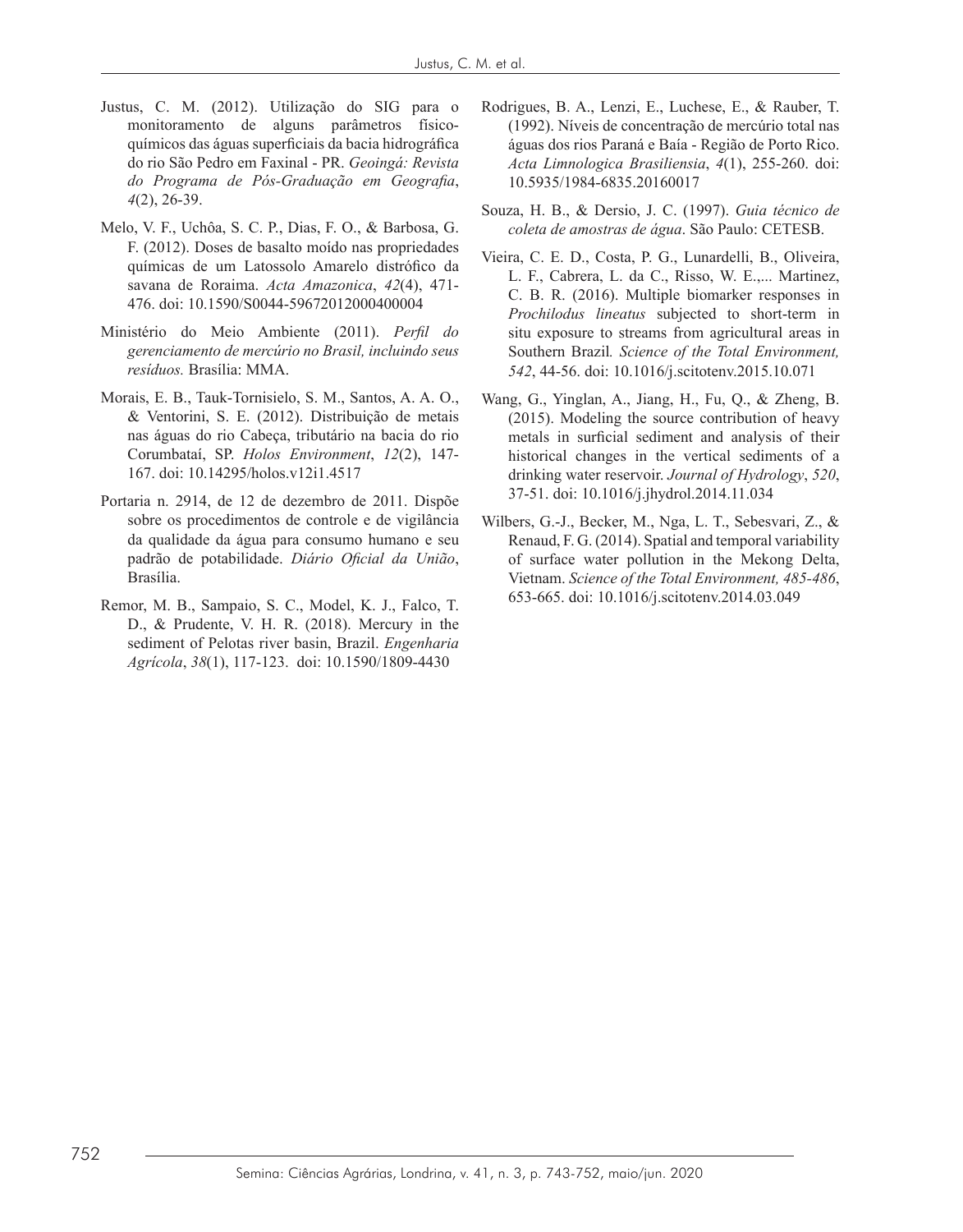Justus, C. M. (2012). Utilização do SIG para o monitoramento de alguns parâmetros físico-químicos das águas superficiais da bacia hidrográfica do rio São Pedro em Faxinal - PR. *Geoingá: Revista do Programa de Pós-Graduação em Geografia*, *4*(2), 26-39.

Melo, V. F., Uchôa, S. C. P., Dias, F. O., & Barbosa, G. F. (2012). Doses de basalto moído nas propriedades químicas de um Latossolo Amarelo distrófico da savana de Roraima. *Acta Amazonica*, *42*(4), 471-476. doi: 10.1590/S0044-59672012000400004

Ministério do Meio Ambiente (2011). *Perfil do gerenciamento de mercúrio no Brasil, incluindo seus resíduos.* Brasília: MMA.

Morais, E. B., Tauk-Tornisielo, S. M., Santos, A. A. O., & Ventorini, S. E. (2012). Distribuição de metais nas águas do rio Cabeça, tributário na bacia do rio Corumbataí, SP. *Holos Environment*, *12*(2), 147-167. doi: 10.14295/holos.v12i1.4517

Portaria n. 2914, de 12 de dezembro de 2011. Dispõe sobre os procedimentos de controle e de vigilância da qualidade da água para consumo humano e seu padrão de potabilidade. *Diário Oficial da União*, Brasília.

Remor, M. B., Sampaio, S. C., Model, K. J., Falco, T. D., & Prudente, V. H. R. (2018). Mercury in the sediment of Pelotas river basin, Brazil. *Engenharia Agrícola*, *38*(1), 117-123. doi: 10.1590/1809-4430

Rodrigues, B. A., Lenzi, E., Luchese, E., & Rauber, T. (1992). Níveis de concentração de mercúrio total nas águas dos rios Paraná e Baía - Região de Porto Rico. *Acta Limnologica Brasiliensia*, *4*(1), 255-260. doi: 10.5935/1984-6835.20160017

Souza, H. B., & Dersio, J. C. (1997). *Guia técnico de coleta de amostras de água*. São Paulo: CETESB.

Vieira, C. E. D., Costa, P. G., Lunardelli, B., Oliveira, L. F., Cabrera, L. da C., Risso, W. E.,... Martinez, C. B. R. (2016). Multiple biomarker responses in *Prochilodus lineatus* subjected to short-term in situ exposure to streams from agricultural areas in Southern Brazil. *Science of the Total Environment, 542*, 44-56. doi: 10.1016/j.scitotenv.2015.10.071

Wang, G., Yinglan, A., Jiang, H., Fu, Q., & Zheng, B. (2015). Modeling the source contribution of heavy metals in surficial sediment and analysis of their historical changes in the vertical sediments of a drinking water reservoir. *Journal of Hydrology*, *520*, 37-51. doi: 10.1016/j.jhydrol.2014.11.034

Wilbers, G.-J., Becker, M., Nga, L. T., Sebesvari, Z., & Renaud, F. G. (2014). Spatial and temporal variability of surface water pollution in the Mekong Delta, Vietnam. *Science of the Total Environment, 485-486*, 653-665. doi: 10.1016/j.scitotenv.2014.03.049